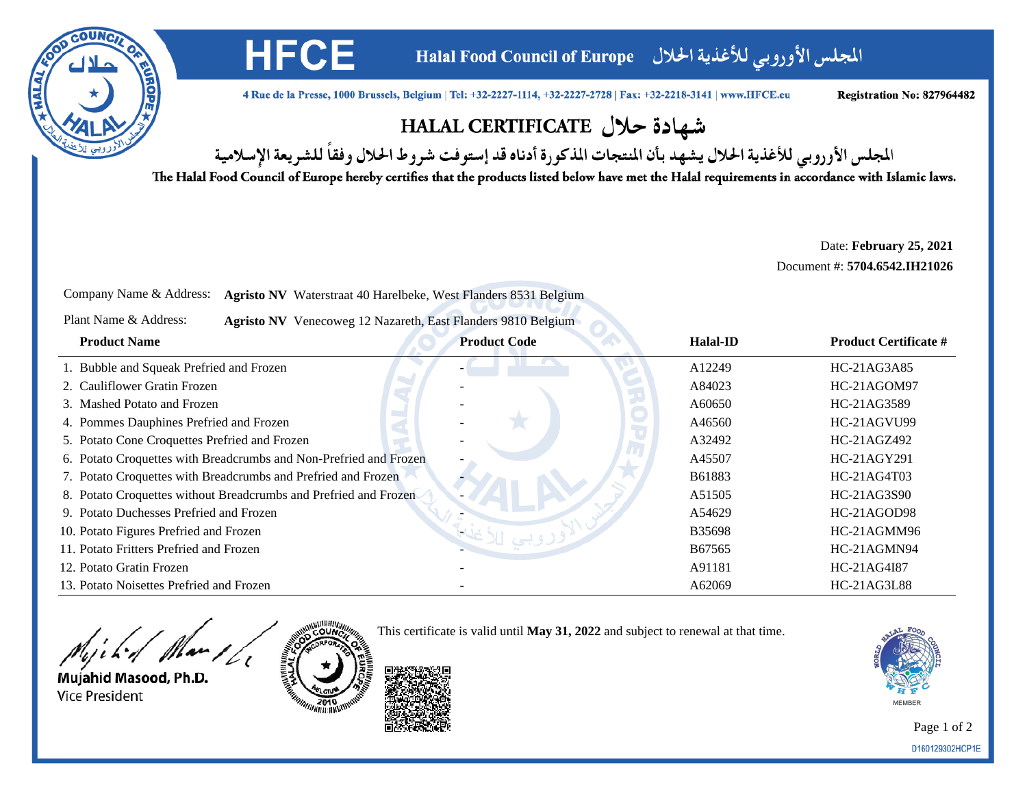# HFCE

**Halal Food Council of Europe** المجلس الأوروبي للأغذية الحلال

4 Rue de la Presse, 1000 Brussels, Belgium | Tel: +32-2227-1114, +32-2227-2728 | Fax: +32-2218-3141 | www.HFCE.eu

**Registration No: 827964482**

## HALAL CERTIFICATE شهادة حلال

المجلس الأوروبي للأغذية الحلال يشهد بأن المنتجات المذكورة أدناه قد إستوفت شروط الحلال وفقاً للشريعة الإسلامية

The Halal Food Council of Europe hereby certifies that the products listed below have met the Halal requirements in accordance with Islamic laws.

Date: **February 25, 2021**

Document #: **5704.6542.IH21026**

Company Name & Address: **Agristo NV** Waterstraat 40 Harelbeke, West Flanders 8531 Belgium

Plant Name & Address: **Agristo NV** Venecoweg 12 Nazareth, East Flanders 9810 Belgium

| Product Name | Product Code | Halal-ID | Product Certificate # |
|---|---|---|---|
| 1. Bubble and Squeak Prefried and Frozen | - | A12249 | HC-21AG3A85 |
| 2. Cauliflower Gratin Frozen | - | A84023 | HC-21AGOM97 |
| 3. Mashed Potato and Frozen | - | A60650 | HC-21AG3589 |
| 4. Pommes Dauphines Prefried and Frozen | - | A46560 | HC-21AGVU99 |
| 5. Potato Cone Croquettes Prefried and Frozen | - | A32492 | HC-21AGZ492 |
| 6. Potato Croquettes with Breadcrumbs and Non-Prefried and Frozen | - | A45507 | HC-21AGY291 |
| 7. Potato Croquettes with Breadcrumbs and Prefried and Frozen | - | B61883 | HC-21AG4T03 |
| 8. Potato Croquettes without Breadcrumbs and Prefried and Frozen | - | A51505 | HC-21AG3S90 |
| 9. Potato Duchesses Prefried and Frozen | - | A54629 | HC-21AGOD98 |
| 10. Potato Figures Prefried and Frozen | - | B35698 | HC-21AGMM96 |
| 11. Potato Fritters Prefried and Frozen | - | B67565 | HC-21AGMN94 |
| 12. Potato Gratin Frozen | - | A91181 | HC-21AG4I87 |
| 13. Potato Noisettes Prefried and Frozen | - | A62069 | HC-21AG3L88 |

This certificate is valid until **May 31, 2022** and subject to renewal at that time.

Mujahid Masood, Ph.D.
Vice President

MEMBER

D160129302HCP1E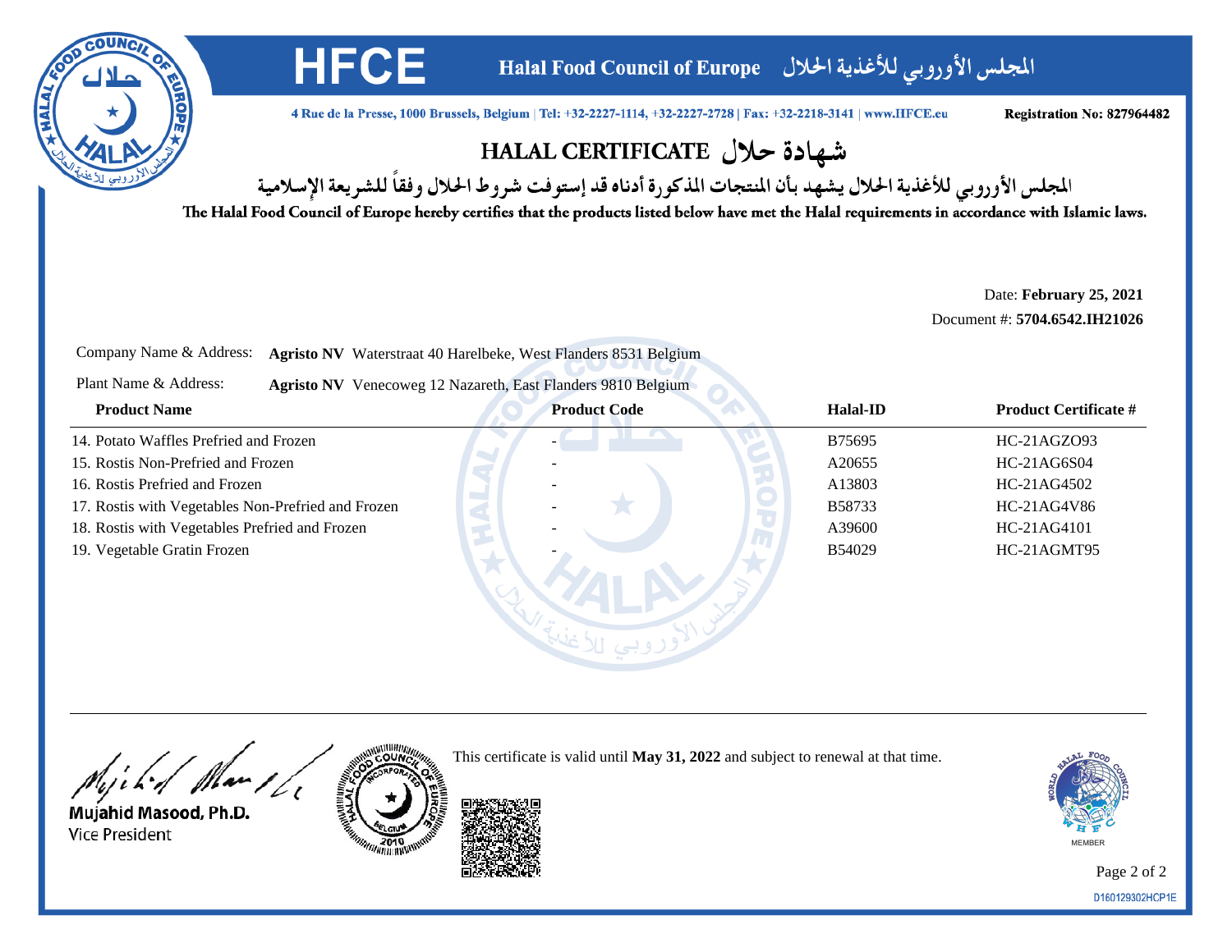# HFCE

**Halal Food Council of Europe** المجلس الأوروبي للأغذية الحلال

4 Rue de la Presse, 1000 Brussels, Belgium | Tel: +32-2227-1114, +32-2227-2728 | Fax: +32-2218-3141 | www.HFCE.eu

**Registration No: 827964482**

## HALAL CERTIFICATE شهادة حلال

المجلس الأوروبي للأغذية الحلال يشهد بأن المنتجات المذكورة أدناه قد إستوفت شروط الحلال وفقاً للشريعة الإسلامية

The Halal Food Council of Europe hereby certifies that the products listed below have met the Halal requirements in accordance with Islamic laws.

Date: **February 25, 2021**

Document #: **5704.6542.IH21026**

Company Name & Address: **Agristo NV** Waterstraat 40 Harelbeke, West Flanders 8531 Belgium

Plant Name & Address: **Agristo NV** Venecoweg 12 Nazareth, East Flanders 9810 Belgium

| Product Name | Product Code | Halal-ID | Product Certificate # |
|---|---|---|---|
| 14. Potato Waffles Prefried and Frozen | - | B75695 | HC-21AGZO93 |
| 15. Rostis Non-Prefried and Frozen | - | A20655 | HC-21AG6S04 |
| 16. Rostis Prefried and Frozen | - | A13803 | HC-21AG4502 |
| 17. Rostis with Vegetables Non-Prefried and Frozen | - | B58733 | HC-21AG4V86 |
| 18. Rostis with Vegetables Prefried and Frozen | - | A39600 | HC-21AG4101 |
| 19. Vegetable Gratin Frozen | - | B54029 | HC-21AGMT95 |

Mujahid Masood, Ph.D.
Vice President

This certificate is valid until **May 31, 2022** and subject to renewal at that time.

MEMBER

D160129302HCP1E